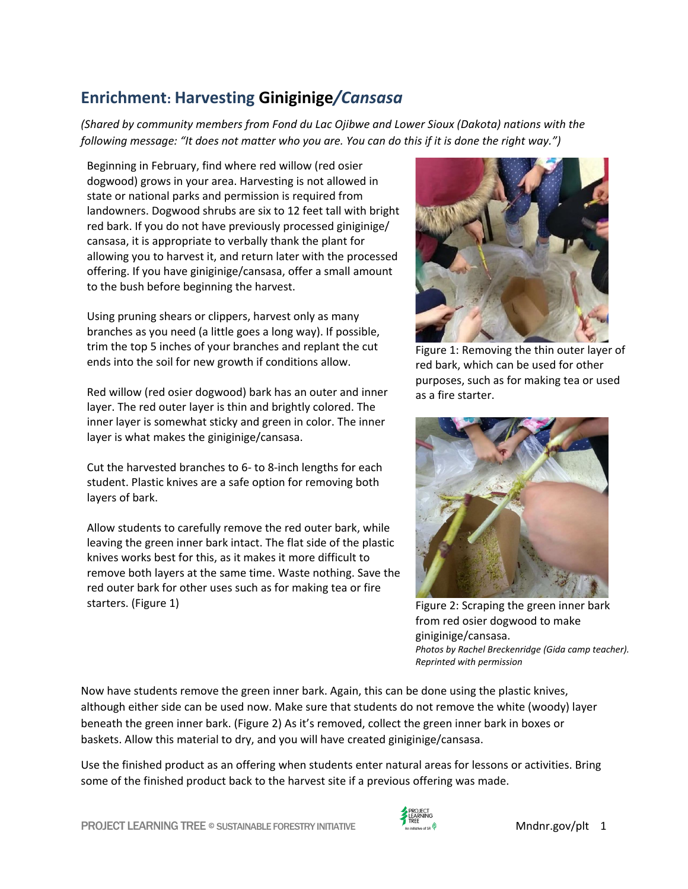## Enrichment: Harvesting **Giniginige/*Cansasa***

*(Shared by community members from Fond du Lac Ojibwe and Lower Sioux (Dakota) nations with the following message: "It does not matter who you are. You can do this if it is done the right way.")*

Beginning in February, find where red willow (red osier dogwood) grows in your area. Harvesting is not allowed in state or national parks and permission is required from landowners. Dogwood shrubs are six to 12 feet tall with bright red bark. If you do not have previously processed giniginige/ cansasa, it is appropriate to verbally thank the plant for allowing you to harvest it, and return later with the processed offering. If you have giniginige/cansasa, offer a small amount to the bush before beginning the harvest.

Using pruning shears or clippers, harvest only as many branches as you need (a little goes a long way). If possible, trim the top 5 inches of your branches and replant the cut ends into the soil for new growth if conditions allow.

Red willow (red osier dogwood) bark has an outer and inner layer. The red outer layer is thin and brightly colored. The inner layer is somewhat sticky and green in color. The inner layer is what makes the giniginige/cansasa.

Cut the harvested branches to 6- to 8-inch lengths for each student. Plastic knives are a safe option for removing both layers of bark.

Allow students to carefully remove the red outer bark, while leaving the green inner bark intact. The flat side of the plastic knives works best for this, as it makes it more difficult to remove both layers at the same time. Waste nothing. Save the red outer bark for other uses such as for making tea or fire starters. (Figure 1)

Figure 1: Removing the thin outer layer of red bark, which can be used for other purposes, such as for making tea or used as a fire starter.

Figure 2: Scraping the green inner bark from red osier dogwood to make giniginige/cansasa.

*Photos by Rachel Breckenridge (Gida camp teacher). Reprinted with permission*

Now have students remove the green inner bark. Again, this can be done using the plastic knives, although either side can be used now. Make sure that students do not remove the white (woody) layer beneath the green inner bark. (Figure 2) As it's removed, collect the green inner bark in boxes or baskets. Allow this material to dry, and you will have created giniginige/cansasa.

Use the finished product as an offering when students enter natural areas for lessons or activities. Bring some of the finished product back to the harvest site if a previous offering was made.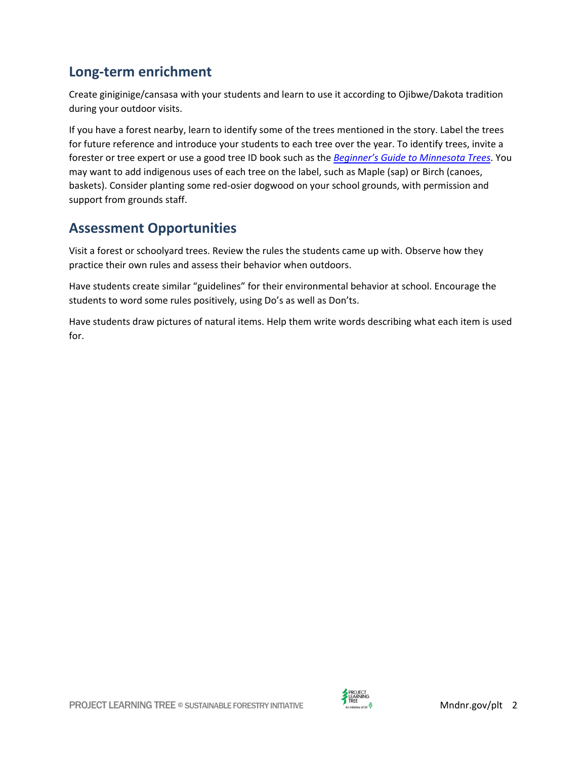## Long-term enrichment

Create ginigiginige/cansasa with your students and learn to use it according to Ojibwe/Dakota tradition during your outdoor visits.

If you have a forest nearby, learn to identify some of the trees mentioned in the story. Label the trees for future reference and introduce your students to each tree over the year. To identify trees, invite a forester or tree expert or use a good tree ID book such as the *Beginner's Guide to Minnesota Trees*. You may want to add indigenous uses of each tree on the label, such as Maple (sap) or Birch (canoes, baskets). Consider planting some red-osier dogwood on your school grounds, with permission and support from grounds staff.

## Assessment Opportunities

Visit a forest or schoolyard trees. Review the rules the students came up with. Observe how they practice their own rules and assess their behavior when outdoors.

Have students create similar "guidelines" for their environmental behavior at school. Encourage the students to word some rules positively, using Do's as well as Don'ts.

Have students draw pictures of natural items. Help them write words describing what each item is used for.